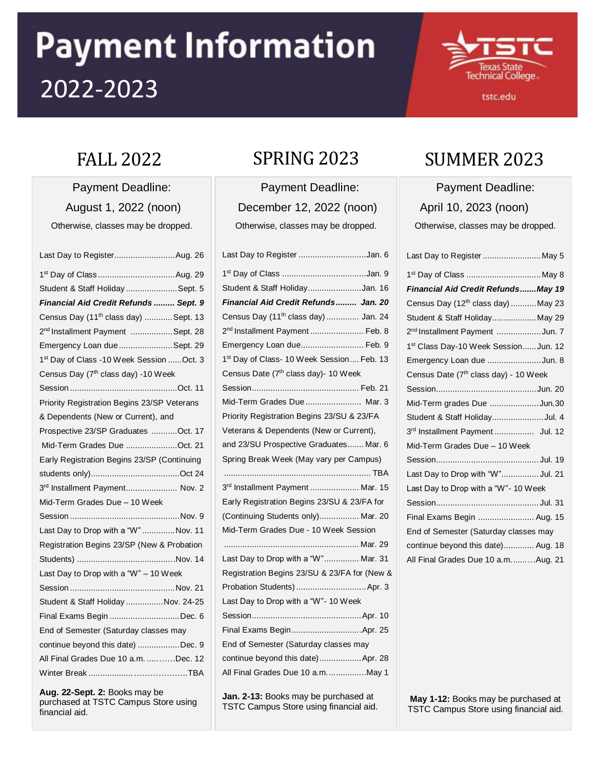# Payment Information

## 2022-2023

Texas State Technical College

tstc.edu

## FALL 2022

Payment Deadline:

August 1, 2022 (noon)

Otherwise, classes may be dropped.

| Event | Date |
|---|---|
| Last Day to Register | Aug. 26 |
| 1st Day of Class | Aug. 29 |
| Student & Staff Holiday | Sept. 5 |
| ***Financial Aid Credit Refunds*** | ***Sept. 9*** |
| Census Day (11th class day) | Sept. 13 |
| 2nd Installment Payment | Sept. 28 |
| Emergency Loan due | Sept. 29 |
| 1st Day of Class -10 Week Session | Oct. 3 |
| Census Day (7th class day) -10 Week Session | Oct. 11 |
| Priority Registration Begins 23/SP Veterans & Dependents (New or Current), and Prospective 23/SP Graduates | Oct. 17 |
| Mid-Term Grades Due | Oct. 21 |
| Early Registration Begins 23/SP (Continuing students only) | Oct 24 |
| 3rd Installment Payment | Nov. 2 |
| Mid-Term Grades Due – 10 Week Session | Nov. 9 |
| Last Day to Drop with a "W" | Nov. 11 |
| Registration Begins 23/SP (New & Probation Students) | Nov. 14 |
| Last Day to Drop with a "W" – 10 Week Session | Nov. 21 |
| Student & Staff Holiday | Nov. 24-25 |
| Final Exams Begin | Dec. 6 |
| End of Semester (Saturday classes may continue beyond this date) | Dec. 9 |
| All Final Grades Due 10 a.m. | Dec. 12 |
| Winter Break | TBA |

**Aug. 22-Sept. 2:** Books may be purchased at TSTC Campus Store using financial aid.

## SPRING 2023

Payment Deadline:

December 12, 2022 (noon)

Otherwise, classes may be dropped.

| Event | Date |
|---|---|
| Last Day to Register | Jan. 6 |
| 1st Day of Class | Jan. 9 |
| Student & Staff Holiday | Jan. 16 |
| ***Financial Aid Credit Refunds*** | ***Jan. 20*** |
| Census Day (11th class day) | Jan. 24 |
| 2nd Installment Payment | Feb. 8 |
| Emergency Loan due | Feb. 9 |
| 1st Day of Class- 10 Week Session | Feb. 13 |
| Census Date (7th class day)- 10 Week Session | Feb. 21 |
| Mid-Term Grades Due | Mar. 3 |
| Priority Registration Begins 23/SU & 23/FA Veterans & Dependents (New or Current), and 23/SU Prospective Graduates | Mar. 6 |
| Spring Break Week (May vary per Campus) | TBA |
| 3rd Installment Payment | Mar. 15 |
| Early Registration Begins 23/SU & 23/FA for (Continuing Students only) | Mar. 20 |
| Mid-Term Grades Due - 10 Week Session | Mar. 29 |
| Last Day to Drop with a "W" | Mar. 31 |
| Registration Begins 23/SU & 23/FA for (New & Probation Students) | Apr. 3 |
| Last Day to Drop with a "W"- 10 Week Session | Apr. 10 |
| Final Exams Begin | Apr. 25 |
| End of Semester (Saturday classes may continue beyond this date) | Apr. 28 |
| All Final Grades Due 10 a.m. | May 1 |

**Jan. 2-13:** Books may be purchased at TSTC Campus Store using financial aid.

## SUMMER 2023

Payment Deadline:

April 10, 2023 (noon)

Otherwise, classes may be dropped.

| Event | Date |
|---|---|
| Last Day to Register | May 5 |
| 1st Day of Class | May 8 |
| ***Financial Aid Credit Refunds*** | ***May 19*** |
| Census Day (12th class day) | May 23 |
| Student & Staff Holiday | May 29 |
| 2nd Installment Payment | Jun. 7 |
| 1st Class Day-10 Week Session | Jun. 12 |
| Emergency Loan due | Jun. 8 |
| Census Date (7th class day) - 10 Week Session | Jun. 20 |
| Mid-Term grades Due | Jun.30 |
| Student & Staff Holiday | Jul. 4 |
| 3rd Installment Payment | Jul. 12 |
| Mid-Term Grades Due – 10 Week Session | Jul. 19 |
| Last Day to Drop with "W" | Jul. 21 |
| Last Day to Drop with a "W"- 10 Week Session | Jul. 31 |
| Final Exams Begin | Aug. 15 |
| End of Semester (Saturday classes may continue beyond this date) | Aug. 18 |
| All Final Grades Due 10 a.m. | Aug. 21 |

**May 1-12:** Books may be purchased at TSTC Campus Store using financial aid.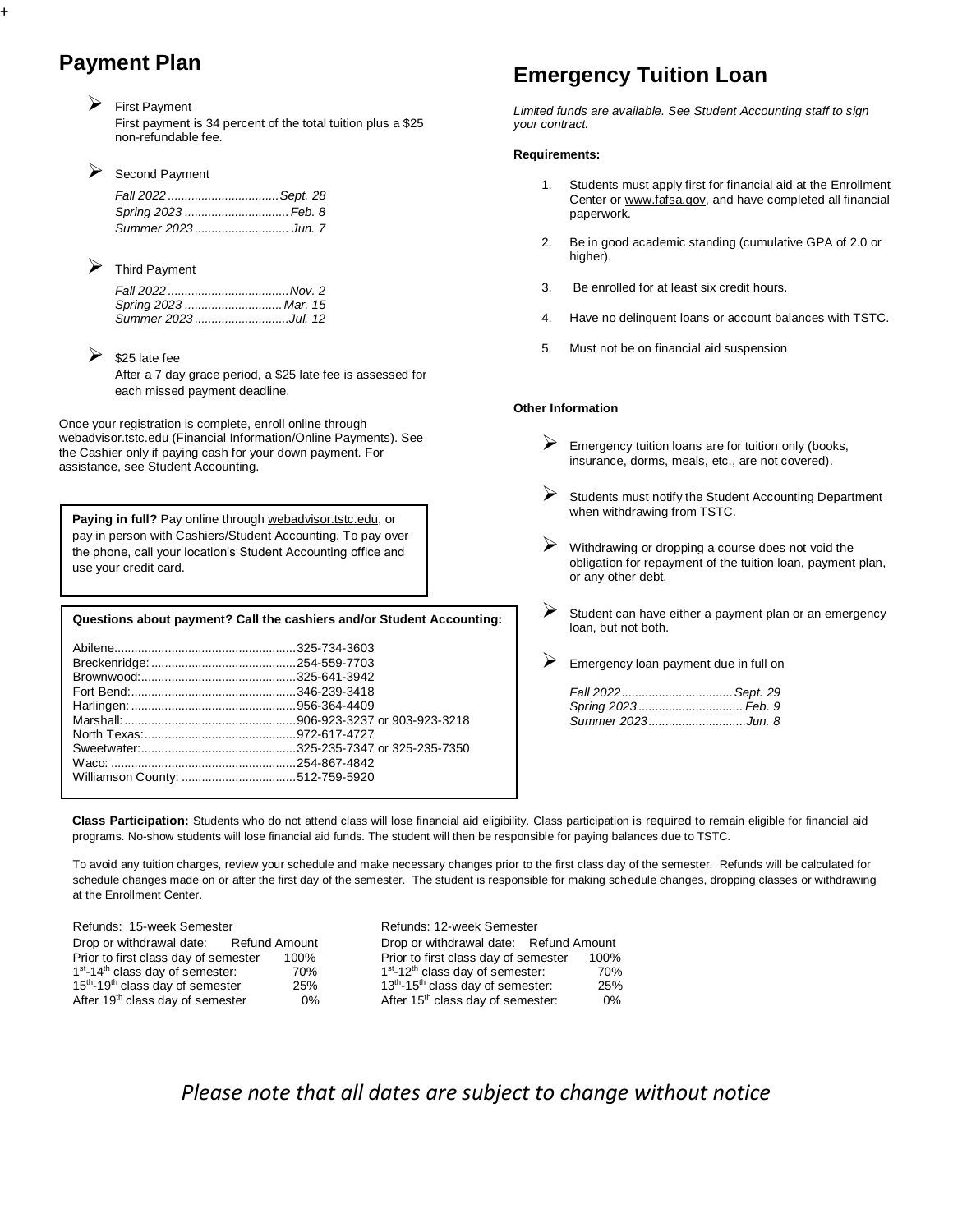## Payment Plan

- First Payment
  First payment is 34 percent of the total tuition plus a $25 non-refundable fee.

- Second Payment
  *Fall 2022 ................................ Sept. 28*
  *Spring 2023 .............................. Feb. 8*
  *Summer 2023 ........................... Jun. 7*

- Third Payment
  *Fall 2022 .................................... Nov. 2*
  *Spring 2023 ............................ Mar. 15*
  *Summer 2023 ........................... Jul. 12*

- $25 late fee
  After a 7 day grace period, a $25 late fee is assessed for each missed payment deadline.

Once your registration is complete, enroll online through webadvisor.tstc.edu (Financial Information/Online Payments). See the Cashier only if paying cash for your down payment. For assistance, see Student Accounting.

**Paying in full?** Pay online through webadvisor.tstc.edu, or pay in person with Cashiers/Student Accounting. To pay over the phone, call your location's Student Accounting office and use your credit card.

**Questions about payment? Call the cashiers and/or Student Accounting:**

| | |
|---|---|
| Abilene | 325-734-3603 |
| Breckenridge: | 254-559-7703 |
| Brownwood: | 325-641-3942 |
| Fort Bend: | 346-239-3418 |
| Harlingen: | 956-364-4409 |
| Marshall: | 906-923-3237 or 903-923-3218 |
| North Texas: | 972-617-4727 |
| Sweetwater: | 325-235-7347 or 325-235-7350 |
| Waco: | 254-867-4842 |
| Williamson County: | 512-759-5920 |

## Emergency Tuition Loan

*Limited funds are available. See Student Accounting staff to sign your contract.*

**Requirements:**

1. Students must apply first for financial aid at the Enrollment Center or www.fafsa.gov, and have completed all financial paperwork.
2. Be in good academic standing (cumulative GPA of 2.0 or higher).
3. Be enrolled for at least six credit hours.
4. Have no delinquent loans or account balances with TSTC.
5. Must not be on financial aid suspension

**Other Information**

- Emergency tuition loans are for tuition only (books, insurance, dorms, meals, etc., are not covered).
- Students must notify the Student Accounting Department when withdrawing from TSTC.
- Withdrawing or dropping a course does not void the obligation for repayment of the tuition loan, payment plan, or any other debt.
- Student can have either a payment plan or an emergency loan, but not both.
- Emergency loan payment due in full on

  *Fall 2022 ................................ Sept. 29*
  *Spring 2023 .............................. Feb. 9*
  *Summer 2023 ............................ Jun. 8*

**Class Participation:** Students who do not attend class will lose financial aid eligibility. Class participation is required to remain eligible for financial aid programs. No-show students will lose financial aid funds. The student will then be responsible for paying balances due to TSTC.

To avoid any tuition charges, review your schedule and make necessary changes prior to the first class day of the semester. Refunds will be calculated for schedule changes made on or after the first day of the semester. The student is responsible for making schedule changes, dropping classes or withdrawing at the Enrollment Center.

Refunds: 15-week Semester

| Drop or withdrawal date: | Refund Amount |
|---|---|
| Prior to first class day of semester | 100% |
| 1st-14th class day of semester: | 70% |
| 15th-19th class day of semester | 25% |
| After 19th class day of semester | 0% |

Refunds: 12-week Semester

| Drop or withdrawal date: | Refund Amount |
|---|---|
| Prior to first class day of semester | 100% |
| 1st-12th class day of semester: | 70% |
| 13th-15th class day of semester: | 25% |
| After 15th class day of semester: | 0% |

*Please note that all dates are subject to change without notice*